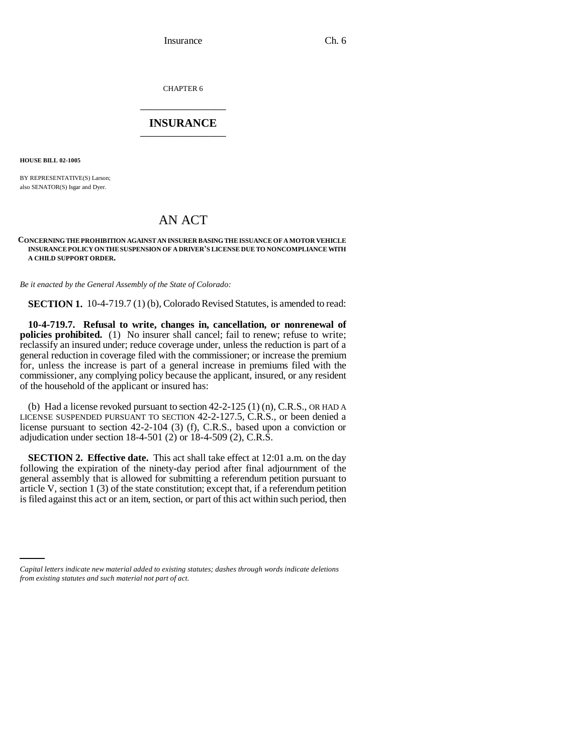CHAPTER 6

# INSURANCE

**HOUSE BILL 02-1005**

BY REPRESENTATIVE(S) Larson;
also SENATOR(S) Isgar and Dyer.

## AN ACT

**CONCERNING THE PROHIBITION AGAINST AN INSURER BASING THE ISSUANCE OF A MOTOR VEHICLE INSURANCE POLICY ON THE SUSPENSION OF A DRIVER'S LICENSE DUE TO NONCOMPLIANCE WITH A CHILD SUPPORT ORDER.**

*Be it enacted by the General Assembly of the State of Colorado:*

**SECTION 1.** 10-4-719.7 (1) (b), Colorado Revised Statutes, is amended to read:

**10-4-719.7. Refusal to write, changes in, cancellation, or nonrenewal of policies prohibited.** (1) No insurer shall cancel; fail to renew; refuse to write; reclassify an insured under; reduce coverage under, unless the reduction is part of a general reduction in coverage filed with the commissioner; or increase the premium for, unless the increase is part of a general increase in premiums filed with the commissioner, any complying policy because the applicant, insured, or any resident of the household of the applicant or insured has:

(b) Had a license revoked pursuant to section 42-2-125 (1) (n), C.R.S., OR HAD A LICENSE SUSPENDED PURSUANT TO SECTION 42-2-127.5, C.R.S., or been denied a license pursuant to section 42-2-104 (3) (f), C.R.S., based upon a conviction or adjudication under section 18-4-501 (2) or 18-4-509 (2), C.R.S.

**SECTION 2. Effective date.** This act shall take effect at 12:01 a.m. on the day following the expiration of the ninety-day period after final adjournment of the general assembly that is allowed for submitting a referendum petition pursuant to article V, section 1 (3) of the state constitution; except that, if a referendum petition is filed against this act or an item, section, or part of this act within such period, then

*Capital letters indicate new material added to existing statutes; dashes through words indicate deletions from existing statutes and such material not part of act.*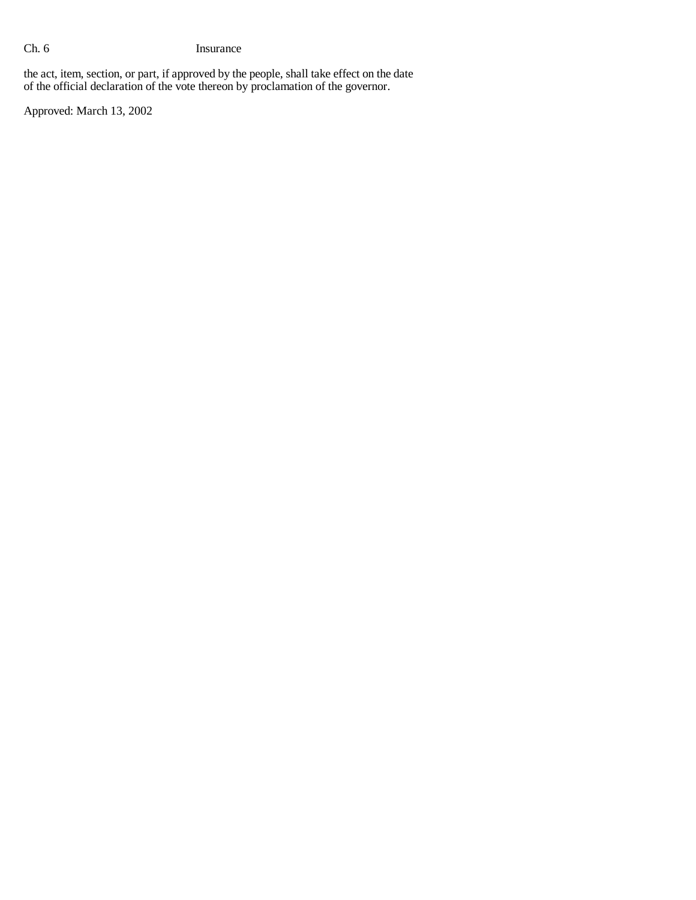the act, item, section, or part, if approved by the people, shall take effect on the date of the official declaration of the vote thereon by proclamation of the governor.

Approved: March 13, 2002